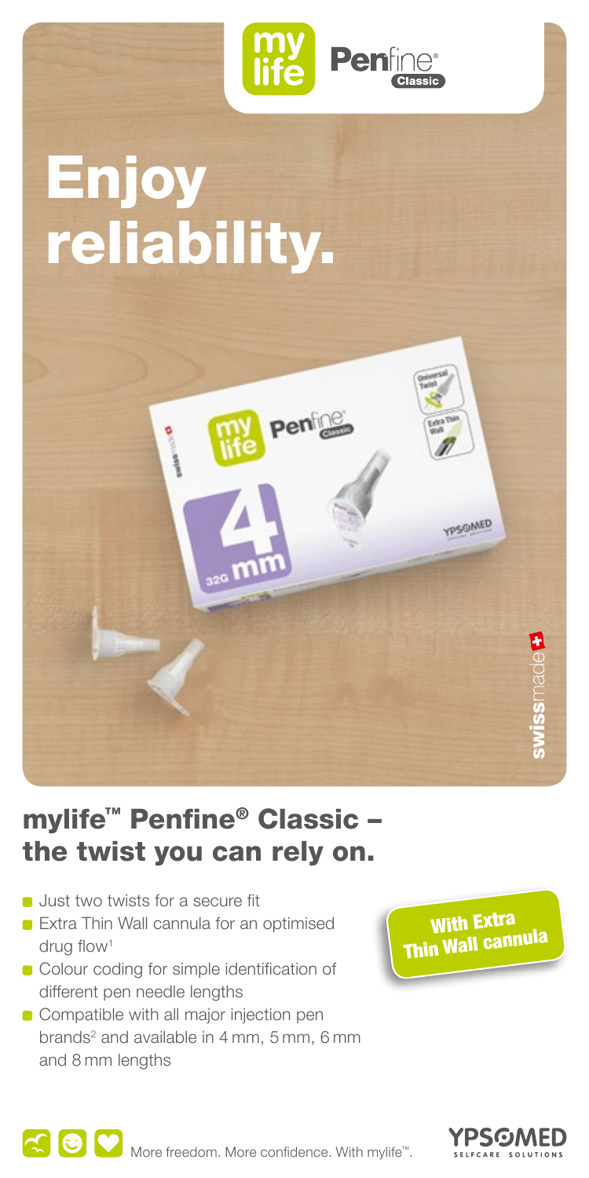mylife Penfine Classic

# Enjoy reliability.

swissmade

## mylife™ Penfine® Classic – the twist you can rely on.

- Just two twists for a secure fit
- Extra Thin Wall cannula for an optimised drug flow[1]
- Colour coding for simple identification of different pen needle lengths
- Compatible with all major injection pen brands[2] and available in 4 mm, 5 mm, 6 mm and 8 mm lengths

**With Extra Thin Wall cannula**

More freedom. More confidence. With mylife™.

YPSOMED SELFCARE SOLUTIONS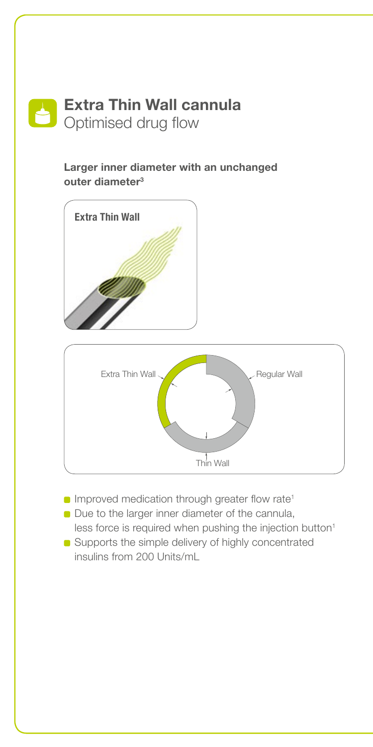## Extra Thin Wall cannula

Optimised drug flow

**Larger inner diameter with an unchanged outer diameter[3]**

Extra Thin Wall

Extra Thin Wall

Regular Wall

Thin Wall

- Improved medication through greater flow rate[1]
- Due to the larger inner diameter of the cannula, less force is required when pushing the injection button[1]
- Supports the simple delivery of highly concentrated insulins from 200 Units/mL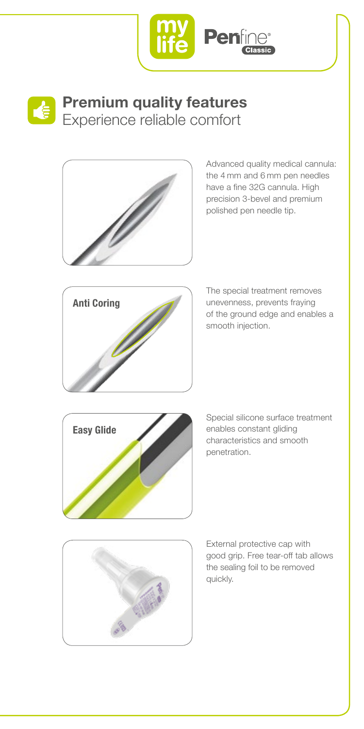## Premium quality features
Experience reliable comfort

Advanced quality medical cannula: the 4 mm and 6 mm pen needles have a fine 32G cannula. High precision 3-bevel and premium polished pen needle tip.

**Anti Coring**

The special treatment removes unevenness, prevents fraying of the ground edge and enables a smooth injection.

**Easy Glide**

Special silicone surface treatment enables constant gliding characteristics and smooth penetration.

External protective cap with good grip. Free tear-off tab allows the sealing foil to be removed quickly.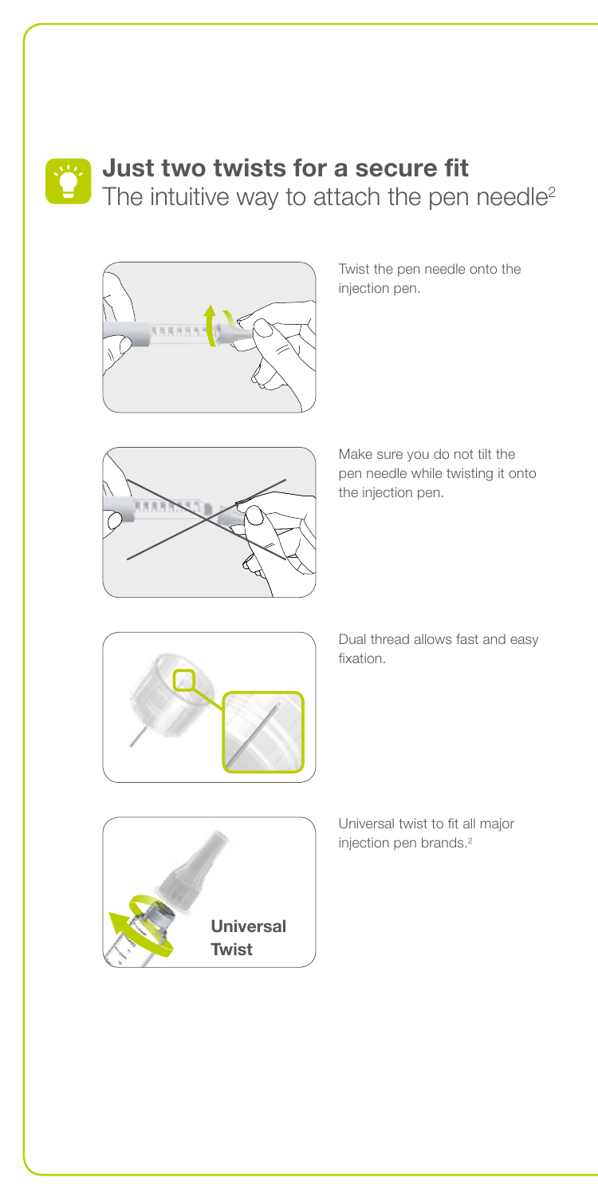## Just two twists for a secure fit

The intuitive way to attach the pen needle[2]

Twist the pen needle onto the injection pen.

Make sure you do not tilt the pen needle while twisting it onto the injection pen.

Dual thread allows fast and easy fixation.

Universal twist to fit all major injection pen brands.[2]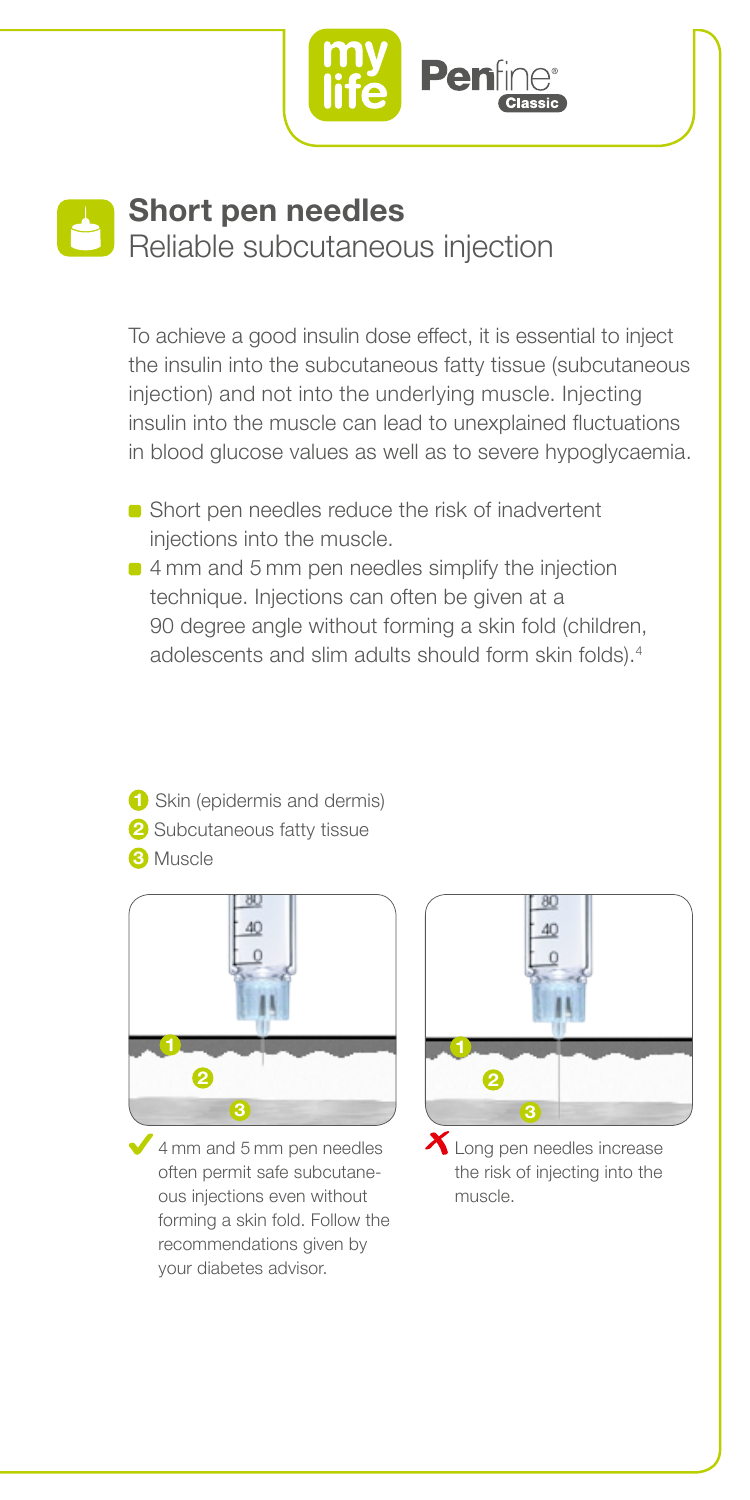## Short pen needles

Reliable subcutaneous injection

To achieve a good insulin dose effect, it is essential to inject the insulin into the subcutaneous fatty tissue (subcutaneous injection) and not into the underlying muscle. Injecting insulin into the muscle can lead to unexplained fluctuations in blood glucose values as well as to severe hypoglycaemia.

- Short pen needles reduce the risk of inadvertent injections into the muscle.
- 4 mm and 5 mm pen needles simplify the injection technique. Injections can often be given at a 90 degree angle without forming a skin fold (children, adolescents and slim adults should form skin folds).[4]

1. Skin (epidermis and dermis)
2. Subcutaneous fatty tissue
3. Muscle

✔ 4 mm and 5 mm pen needles often permit safe subcutaneous injections even without forming a skin fold. Follow the recommendations given by your diabetes advisor.

✘ Long pen needles increase the risk of injecting into the muscle.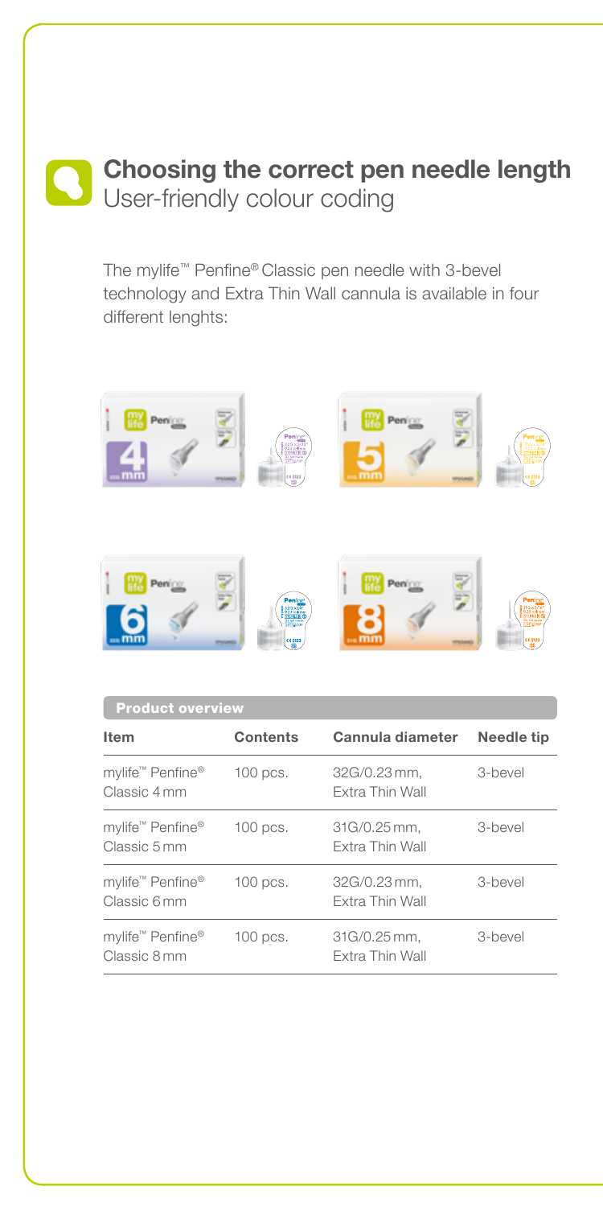## Choosing the correct pen needle length

User-friendly colour coding

The mylife™ Penfine® Classic pen needle with 3-bevel technology and Extra Thin Wall cannula is available in four different lenghts:

**Product overview**

| Item | Contents | Cannula diameter | Needle tip |
|---|---|---|---|
| mylife™ Penfine® Classic 4 mm | 100 pcs. | 32G/0.23 mm, Extra Thin Wall | 3-bevel |
| mylife™ Penfine® Classic 5 mm | 100 pcs. | 31G/0.25 mm, Extra Thin Wall | 3-bevel |
| mylife™ Penfine® Classic 6 mm | 100 pcs. | 32G/0.23 mm, Extra Thin Wall | 3-bevel |
| mylife™ Penfine® Classic 8 mm | 100 pcs. | 31G/0.25 mm, Extra Thin Wall | 3-bevel |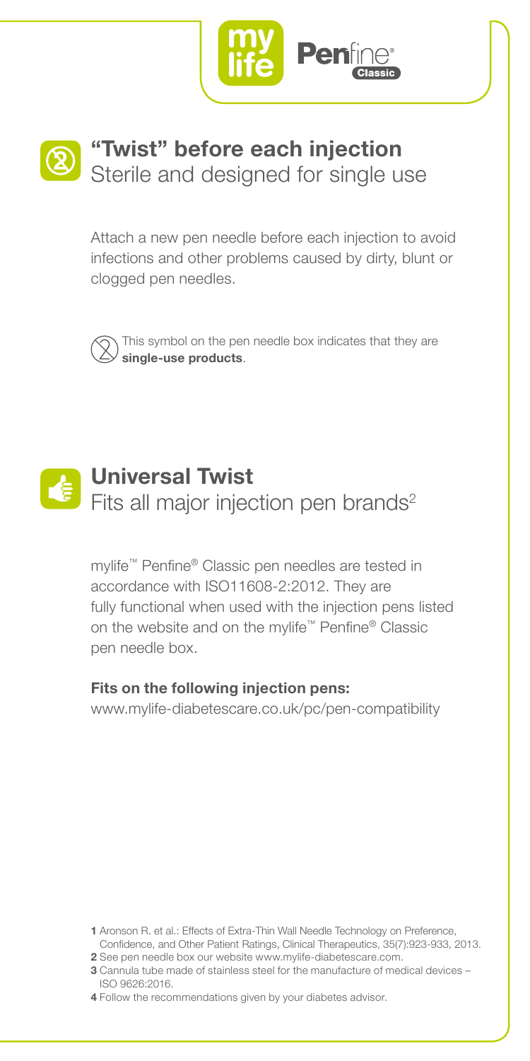# "Twist" before each injection

Sterile and designed for single use

Attach a new pen needle before each injection to avoid infections and other problems caused by dirty, blunt or clogged pen needles.

This symbol on the pen needle box indicates that they are **single-use products**.

# Universal Twist

Fits all major injection pen brands[2]

mylife™ Penfine® Classic pen needles are tested in accordance with ISO11608-2:2012. They are fully functional when used with the injection pens listed on the website and on the mylife™ Penfine® Classic pen needle box.

**Fits on the following injection pens:**

www.mylife-diabetescare.co.uk/pc/pen-compatibility

**1** Aronson R. et al.: Effects of Extra-Thin Wall Needle Technology on Preference, Confidence, and Other Patient Ratings, Clinical Therapeutics, 35(7):923-933, 2013.
**2** See pen needle box our website www.mylife-diabetescare.com.
**3** Cannula tube made of stainless steel for the manufacture of medical devices – ISO 9626:2016.
**4** Follow the recommendations given by your diabetes advisor.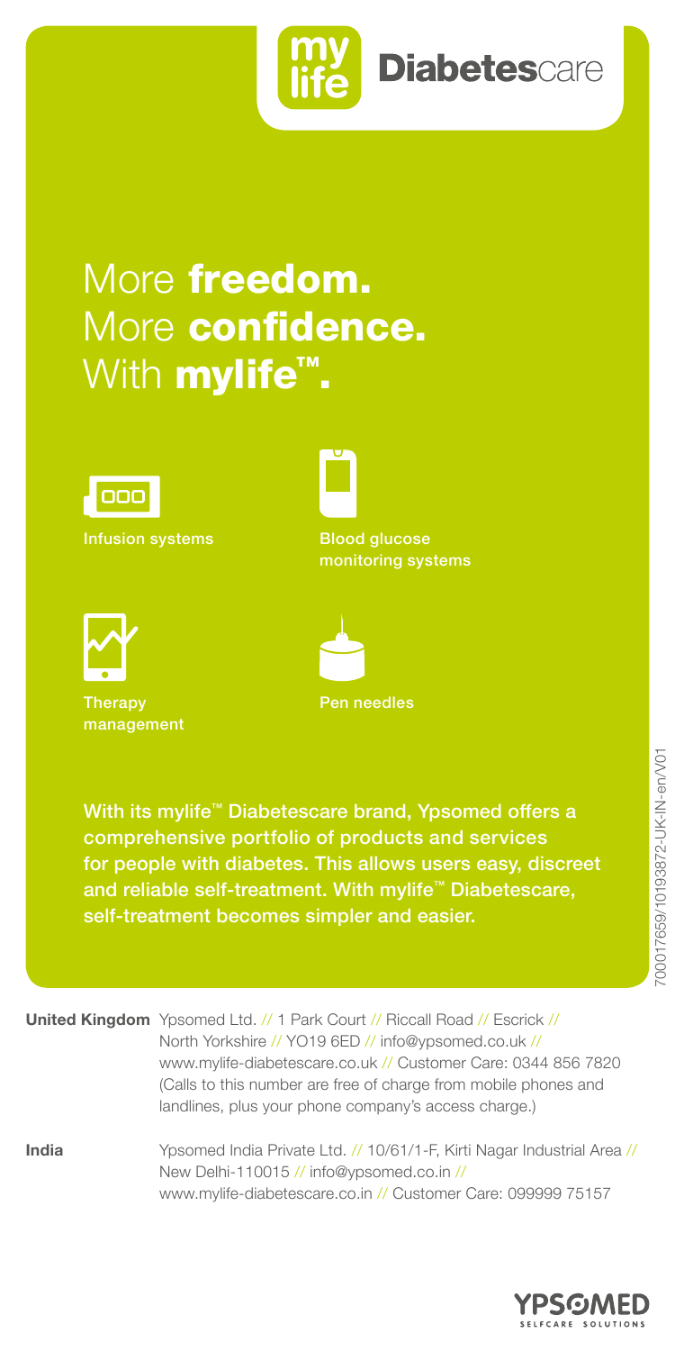mylife Diabetescare

# More **freedom.** More **confidence.** With **mylife™.**

Infusion systems

Blood glucose monitoring systems

Therapy management

Pen needles

**With its mylife™ Diabetescare brand, Ypsomed offers a comprehensive portfolio of products and services for people with diabetes. This allows users easy, discreet and reliable self-treatment. With mylife™ Diabetescare, self-treatment becomes simpler and easier.**

700017659/10193872-UK-IN-en/V01

**United Kingdom** Ypsomed Ltd. // 1 Park Court // Riccall Road // Escrick // North Yorkshire // YO19 6ED // info@ypsomed.co.uk // www.mylife-diabetescare.co.uk // Customer Care: 0344 856 7820 (Calls to this number are free of charge from mobile phones and landlines, plus your phone company's access charge.)

**India** Ypsomed India Private Ltd. // 10/61/1-F, Kirti Nagar Industrial Area // New Delhi-110015 // info@ypsomed.co.in // www.mylife-diabetescare.co.in // Customer Care: 099999 75157

YPSOMED SELFCARE SOLUTIONS